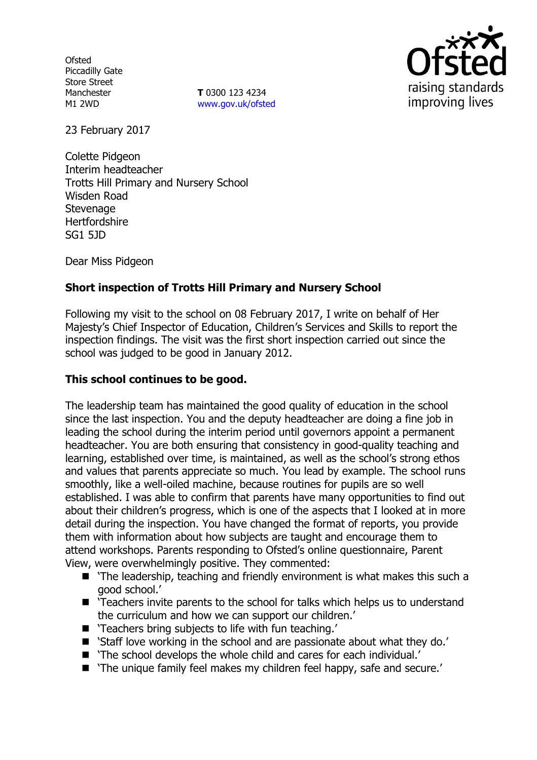Ofsted
Piccadilly Gate
Store Street
Manchester
M1 2WD

**T** 0300 123 4234
www.gov.uk/ofsted

23 February 2017

Colette Pidgeon
Interim headteacher
Trotts Hill Primary and Nursery School
Wisden Road
Stevenage
Hertfordshire
SG1 5JD

Dear Miss Pidgeon

**Short inspection of Trotts Hill Primary and Nursery School**

Following my visit to the school on 08 February 2017, I write on behalf of Her Majesty's Chief Inspector of Education, Children's Services and Skills to report the inspection findings. The visit was the first short inspection carried out since the school was judged to be good in January 2012.

**This school continues to be good.**

The leadership team has maintained the good quality of education in the school since the last inspection. You and the deputy headteacher are doing a fine job in leading the school during the interim period until governors appoint a permanent headteacher. You are both ensuring that consistency in good-quality teaching and learning, established over time, is maintained, as well as the school's strong ethos and values that parents appreciate so much. You lead by example. The school runs smoothly, like a well-oiled machine, because routines for pupils are so well established. I was able to confirm that parents have many opportunities to find out about their children's progress, which is one of the aspects that I looked at in more detail during the inspection. You have changed the format of reports, you provide them with information about how subjects are taught and encourage them to attend workshops. Parents responding to Ofsted's online questionnaire, Parent View, were overwhelmingly positive. They commented:

- 'The leadership, teaching and friendly environment is what makes this such a good school.'
- 'Teachers invite parents to the school for talks which helps us to understand the curriculum and how we can support our children.'
- 'Teachers bring subjects to life with fun teaching.'
- 'Staff love working in the school and are passionate about what they do.'
- 'The school develops the whole child and cares for each individual.'
- 'The unique family feel makes my children feel happy, safe and secure.'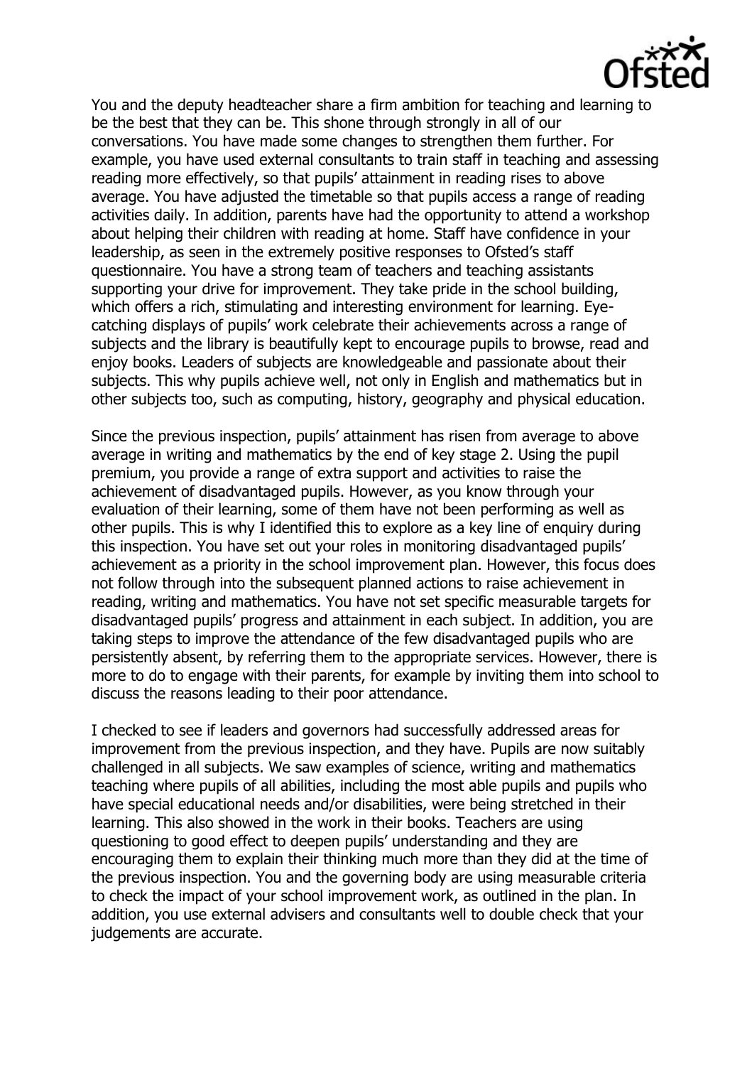You and the deputy headteacher share a firm ambition for teaching and learning to be the best that they can be. This shone through strongly in all of our conversations. You have made some changes to strengthen them further. For example, you have used external consultants to train staff in teaching and assessing reading more effectively, so that pupils' attainment in reading rises to above average. You have adjusted the timetable so that pupils access a range of reading activities daily. In addition, parents have had the opportunity to attend a workshop about helping their children with reading at home. Staff have confidence in your leadership, as seen in the extremely positive responses to Ofsted's staff questionnaire. You have a strong team of teachers and teaching assistants supporting your drive for improvement. They take pride in the school building, which offers a rich, stimulating and interesting environment for learning. Eye-catching displays of pupils' work celebrate their achievements across a range of subjects and the library is beautifully kept to encourage pupils to browse, read and enjoy books. Leaders of subjects are knowledgeable and passionate about their subjects. This why pupils achieve well, not only in English and mathematics but in other subjects too, such as computing, history, geography and physical education.

Since the previous inspection, pupils' attainment has risen from average to above average in writing and mathematics by the end of key stage 2. Using the pupil premium, you provide a range of extra support and activities to raise the achievement of disadvantaged pupils. However, as you know through your evaluation of their learning, some of them have not been performing as well as other pupils. This is why I identified this to explore as a key line of enquiry during this inspection. You have set out your roles in monitoring disadvantaged pupils' achievement as a priority in the school improvement plan. However, this focus does not follow through into the subsequent planned actions to raise achievement in reading, writing and mathematics. You have not set specific measurable targets for disadvantaged pupils' progress and attainment in each subject. In addition, you are taking steps to improve the attendance of the few disadvantaged pupils who are persistently absent, by referring them to the appropriate services. However, there is more to do to engage with their parents, for example by inviting them into school to discuss the reasons leading to their poor attendance.

I checked to see if leaders and governors had successfully addressed areas for improvement from the previous inspection, and they have. Pupils are now suitably challenged in all subjects. We saw examples of science, writing and mathematics teaching where pupils of all abilities, including the most able pupils and pupils who have special educational needs and/or disabilities, were being stretched in their learning. This also showed in the work in their books. Teachers are using questioning to good effect to deepen pupils' understanding and they are encouraging them to explain their thinking much more than they did at the time of the previous inspection. You and the governing body are using measurable criteria to check the impact of your school improvement work, as outlined in the plan. In addition, you use external advisers and consultants well to double check that your judgements are accurate.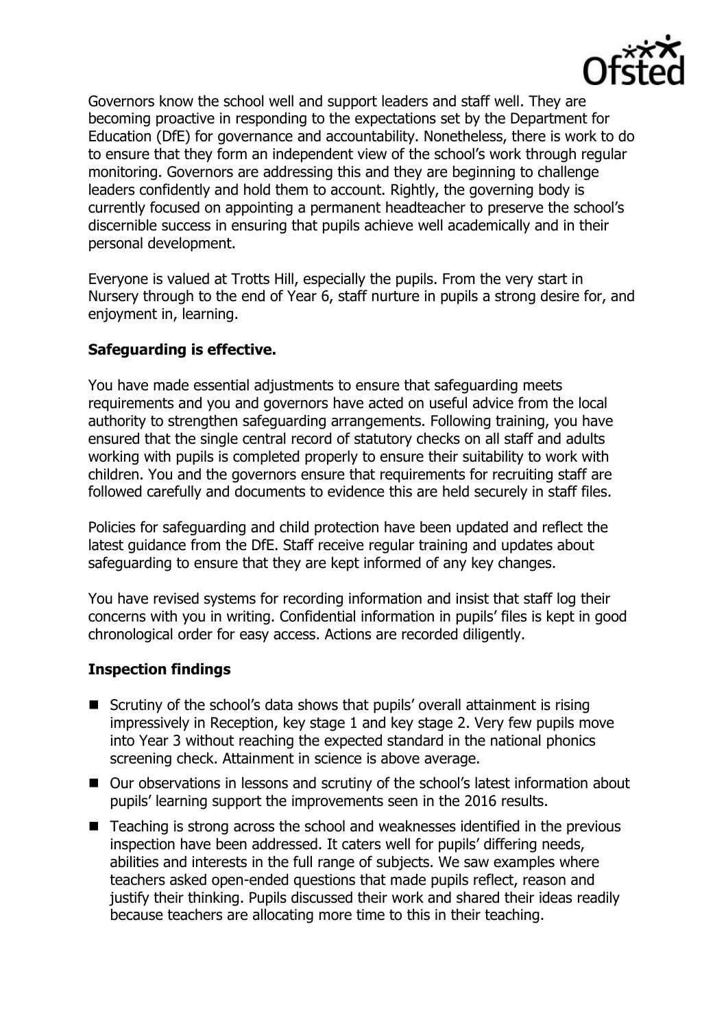Governors know the school well and support leaders and staff well. They are becoming proactive in responding to the expectations set by the Department for Education (DfE) for governance and accountability. Nonetheless, there is work to do to ensure that they form an independent view of the school's work through regular monitoring. Governors are addressing this and they are beginning to challenge leaders confidently and hold them to account. Rightly, the governing body is currently focused on appointing a permanent headteacher to preserve the school's discernible success in ensuring that pupils achieve well academically and in their personal development.

Everyone is valued at Trotts Hill, especially the pupils. From the very start in Nursery through to the end of Year 6, staff nurture in pupils a strong desire for, and enjoyment in, learning.

**Safeguarding is effective.**

You have made essential adjustments to ensure that safeguarding meets requirements and you and governors have acted on useful advice from the local authority to strengthen safeguarding arrangements. Following training, you have ensured that the single central record of statutory checks on all staff and adults working with pupils is completed properly to ensure their suitability to work with children. You and the governors ensure that requirements for recruiting staff are followed carefully and documents to evidence this are held securely in staff files.

Policies for safeguarding and child protection have been updated and reflect the latest guidance from the DfE. Staff receive regular training and updates about safeguarding to ensure that they are kept informed of any key changes.

You have revised systems for recording information and insist that staff log their concerns with you in writing. Confidential information in pupils' files is kept in good chronological order for easy access. Actions are recorded diligently.

**Inspection findings**

- Scrutiny of the school's data shows that pupils' overall attainment is rising impressively in Reception, key stage 1 and key stage 2. Very few pupils move into Year 3 without reaching the expected standard in the national phonics screening check. Attainment in science is above average.
- Our observations in lessons and scrutiny of the school's latest information about pupils' learning support the improvements seen in the 2016 results.
- Teaching is strong across the school and weaknesses identified in the previous inspection have been addressed. It caters well for pupils' differing needs, abilities and interests in the full range of subjects. We saw examples where teachers asked open-ended questions that made pupils reflect, reason and justify their thinking. Pupils discussed their work and shared their ideas readily because teachers are allocating more time to this in their teaching.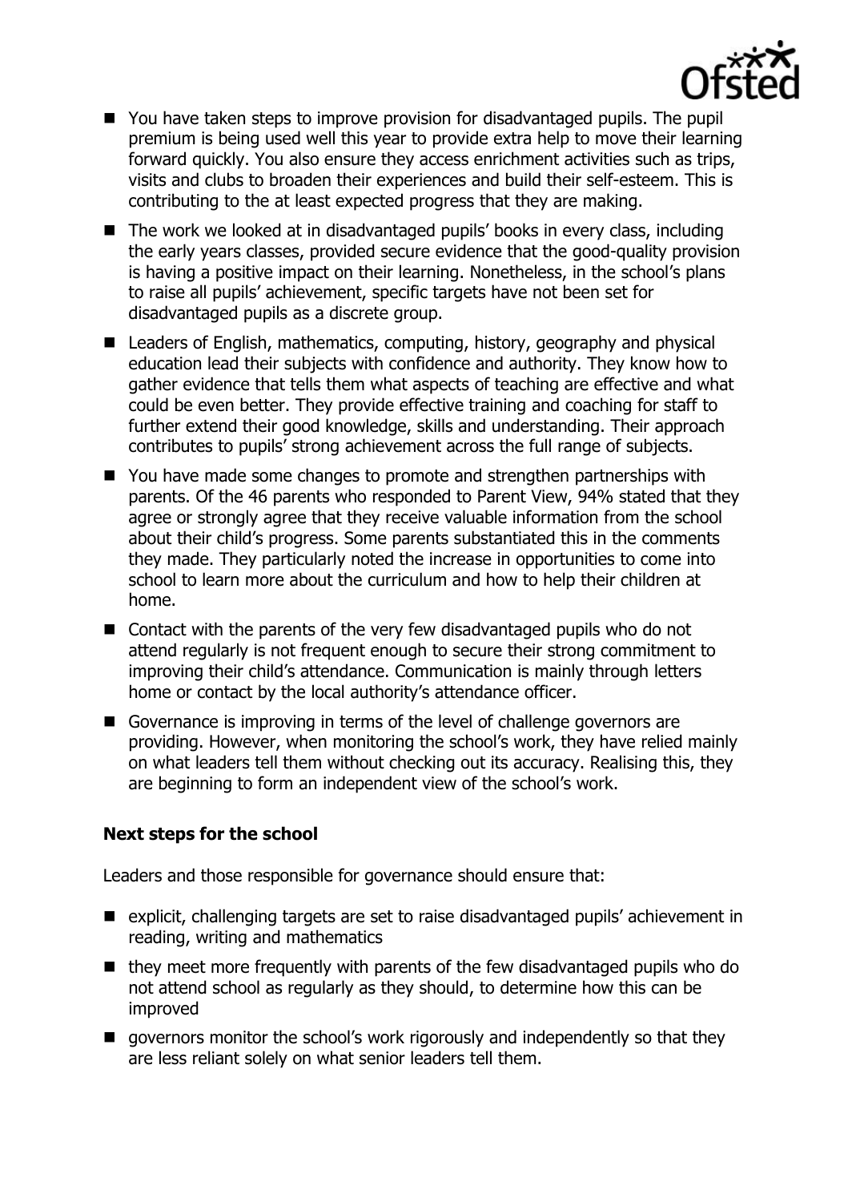- You have taken steps to improve provision for disadvantaged pupils. The pupil premium is being used well this year to provide extra help to move their learning forward quickly. You also ensure they access enrichment activities such as trips, visits and clubs to broaden their experiences and build their self-esteem. This is contributing to the at least expected progress that they are making.
- The work we looked at in disadvantaged pupils' books in every class, including the early years classes, provided secure evidence that the good-quality provision is having a positive impact on their learning. Nonetheless, in the school's plans to raise all pupils' achievement, specific targets have not been set for disadvantaged pupils as a discrete group.
- Leaders of English, mathematics, computing, history, geography and physical education lead their subjects with confidence and authority. They know how to gather evidence that tells them what aspects of teaching are effective and what could be even better. They provide effective training and coaching for staff to further extend their good knowledge, skills and understanding. Their approach contributes to pupils' strong achievement across the full range of subjects.
- You have made some changes to promote and strengthen partnerships with parents. Of the 46 parents who responded to Parent View, 94% stated that they agree or strongly agree that they receive valuable information from the school about their child's progress. Some parents substantiated this in the comments they made. They particularly noted the increase in opportunities to come into school to learn more about the curriculum and how to help their children at home.
- Contact with the parents of the very few disadvantaged pupils who do not attend regularly is not frequent enough to secure their strong commitment to improving their child's attendance. Communication is mainly through letters home or contact by the local authority's attendance officer.
- Governance is improving in terms of the level of challenge governors are providing. However, when monitoring the school's work, they have relied mainly on what leaders tell them without checking out its accuracy. Realising this, they are beginning to form an independent view of the school's work.

**Next steps for the school**

Leaders and those responsible for governance should ensure that:

- explicit, challenging targets are set to raise disadvantaged pupils' achievement in reading, writing and mathematics
- they meet more frequently with parents of the few disadvantaged pupils who do not attend school as regularly as they should, to determine how this can be improved
- governors monitor the school's work rigorously and independently so that they are less reliant solely on what senior leaders tell them.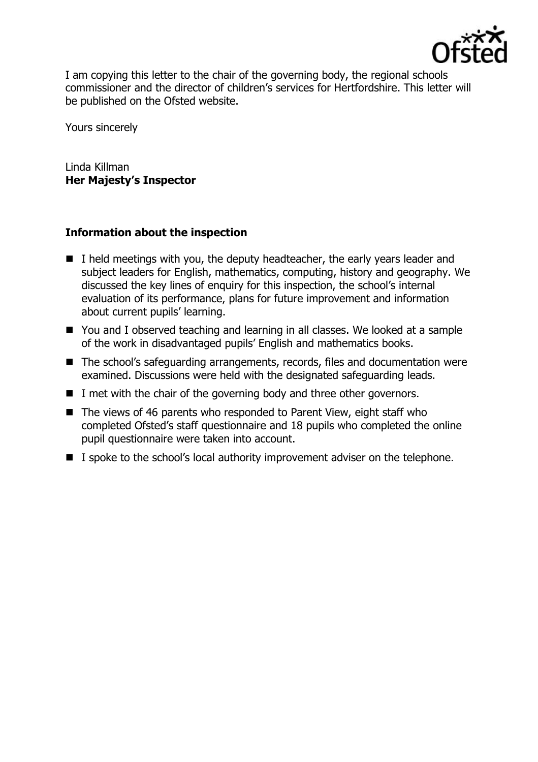I am copying this letter to the chair of the governing body, the regional schools commissioner and the director of children's services for Hertfordshire. This letter will be published on the Ofsted website.

Yours sincerely

Linda Killman
**Her Majesty's Inspector**

### Information about the inspection

- I held meetings with you, the deputy headteacher, the early years leader and subject leaders for English, mathematics, computing, history and geography. We discussed the key lines of enquiry for this inspection, the school's internal evaluation of its performance, plans for future improvement and information about current pupils' learning.
- You and I observed teaching and learning in all classes. We looked at a sample of the work in disadvantaged pupils' English and mathematics books.
- The school's safeguarding arrangements, records, files and documentation were examined. Discussions were held with the designated safeguarding leads.
- I met with the chair of the governing body and three other governors.
- The views of 46 parents who responded to Parent View, eight staff who completed Ofsted's staff questionnaire and 18 pupils who completed the online pupil questionnaire were taken into account.
- I spoke to the school's local authority improvement adviser on the telephone.